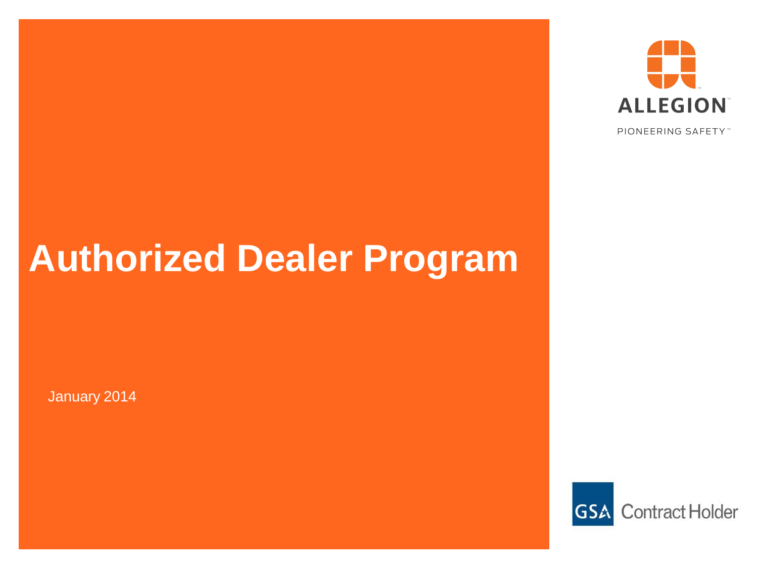ALLEGION™

PIONEERING SAFETY™

# Authorized Dealer Program

January 2014

GSA Contract Holder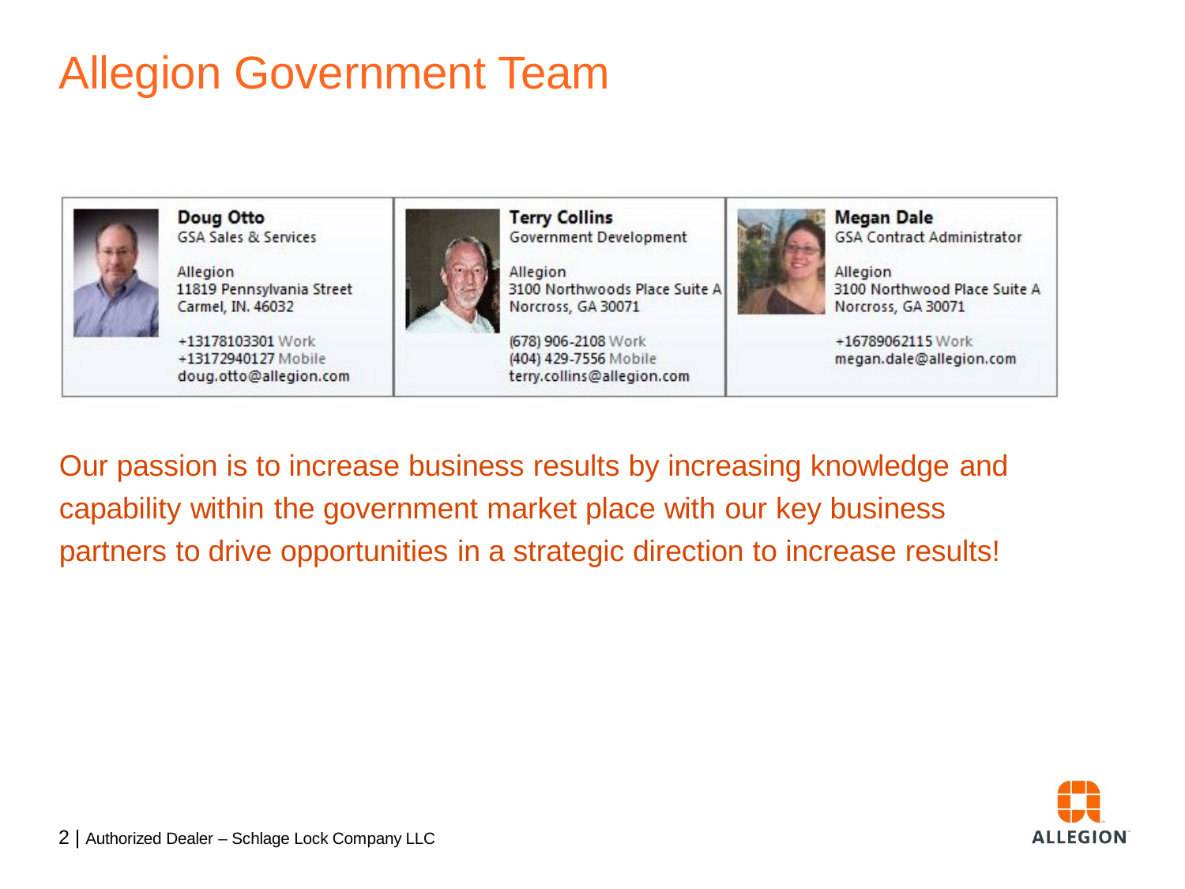# Allegion Government Team

| Doug Otto | Terry Collins | Megan Dale |
| --- | --- | --- |
| GSA Sales & Services | Government Development | GSA Contract Administrator |
| Allegion | Allegion | Allegion |
| 11819 Pennsylvania Street | 3100 Northwoods Place Suite A | 3100 Northwood Place Suite A |
| Carmel, IN. 46032 | Norcross, GA 30071 | Norcross, GA 30071 |
| +13178103301 Work | (678) 906-2108 Work | +16789062115 Work |
| +13172940127 Mobile | (404) 429-7556 Mobile | megan.dale@allegion.com |
| doug.otto@allegion.com | terry.collins@allegion.com | |

Our passion is to increase business results by increasing knowledge and capability within the government market place with our key business partners to drive opportunities in a strategic direction to increase results!

Authorized Dealer – Schlage Lock Company LLC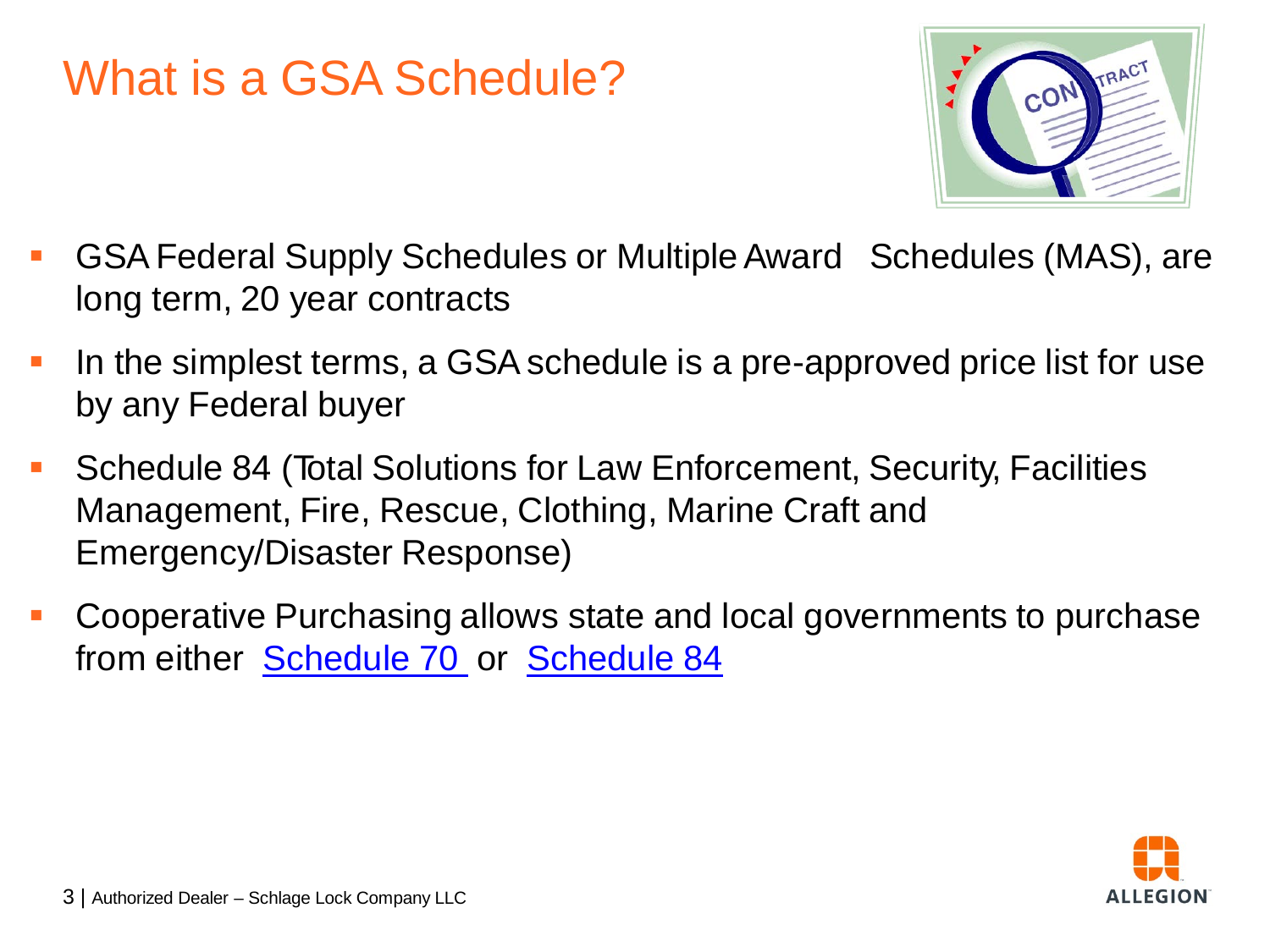# What is a GSA Schedule?

- GSA Federal Supply Schedules or Multiple Award Schedules (MAS), are long term, 20 year contracts
- In the simplest terms, a GSA schedule is a pre-approved price list for use by any Federal buyer
- Schedule 84 (Total Solutions for Law Enforcement, Security, Facilities Management, Fire, Rescue, Clothing, Marine Craft and Emergency/Disaster Response)
- Cooperative Purchasing allows state and local governments to purchase from either Schedule 70 or Schedule 84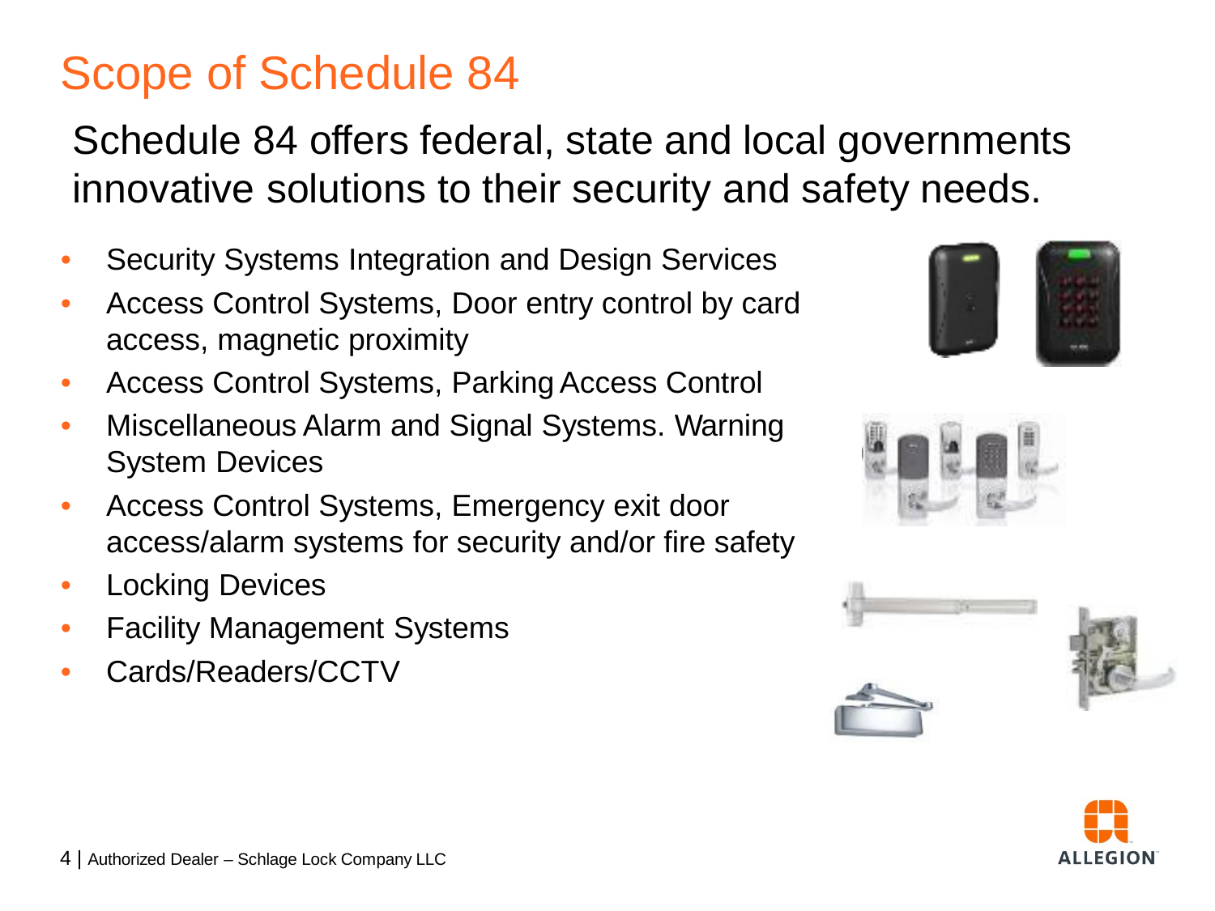# Scope of Schedule 84

Schedule 84 offers federal, state and local governments innovative solutions to their security and safety needs.

- Security Systems Integration and Design Services
- Access Control Systems, Door entry control by card access, magnetic proximity
- Access Control Systems, Parking Access Control
- Miscellaneous Alarm and Signal Systems. Warning System Devices
- Access Control Systems, Emergency exit door access/alarm systems for security and/or fire safety
- Locking Devices
- Facility Management Systems
- Cards/Readers/CCTV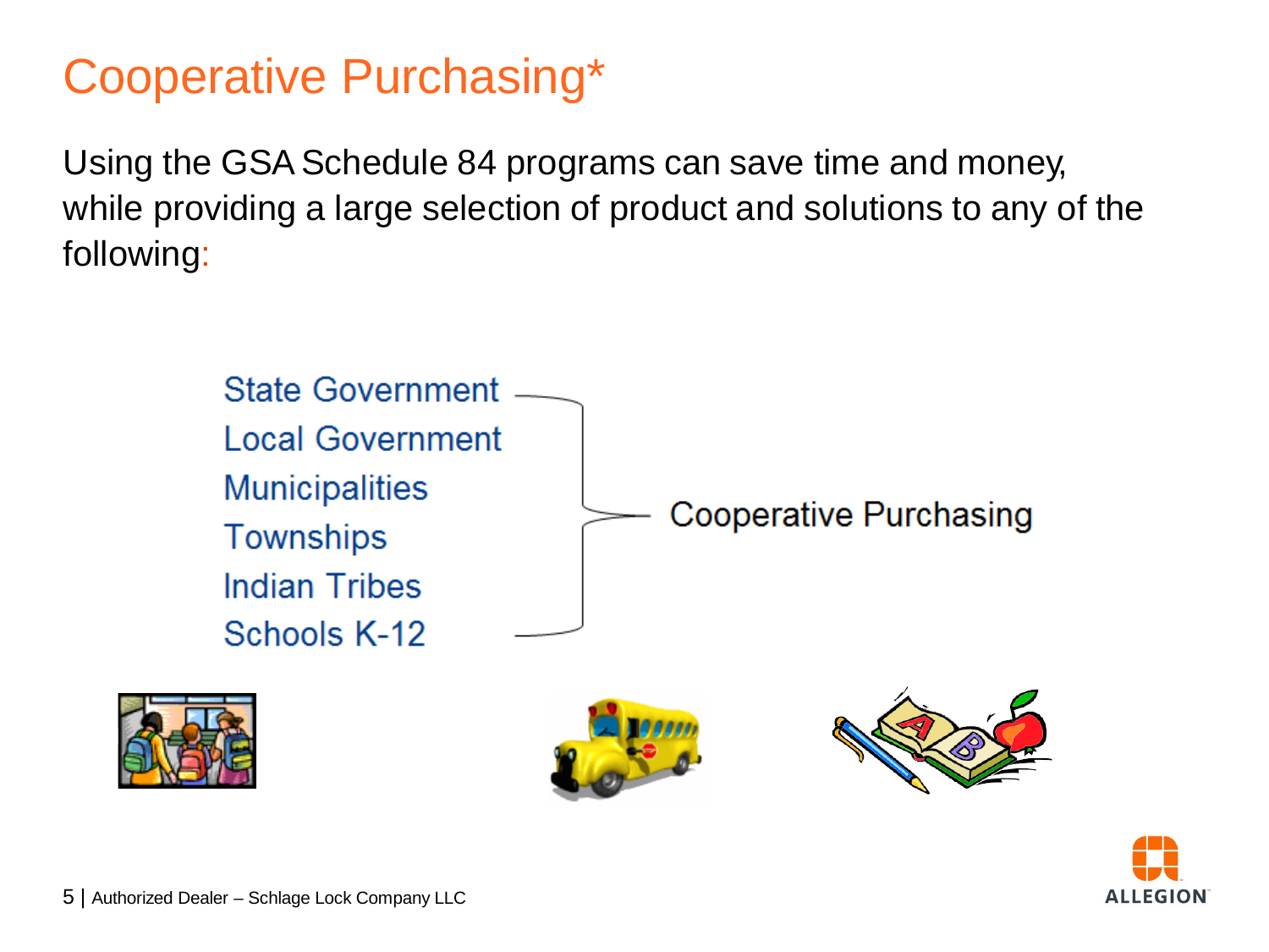# Cooperative Purchasing*

Using the GSA Schedule 84 programs can save time and money, while providing a large selection of product and solutions to any of the following:

- State Government
- Local Government
- Municipalities
- Townships
- Indian Tribes
- Schools K-12

} Cooperative Purchasing

Authorized Dealer – Schlage Lock Company LLC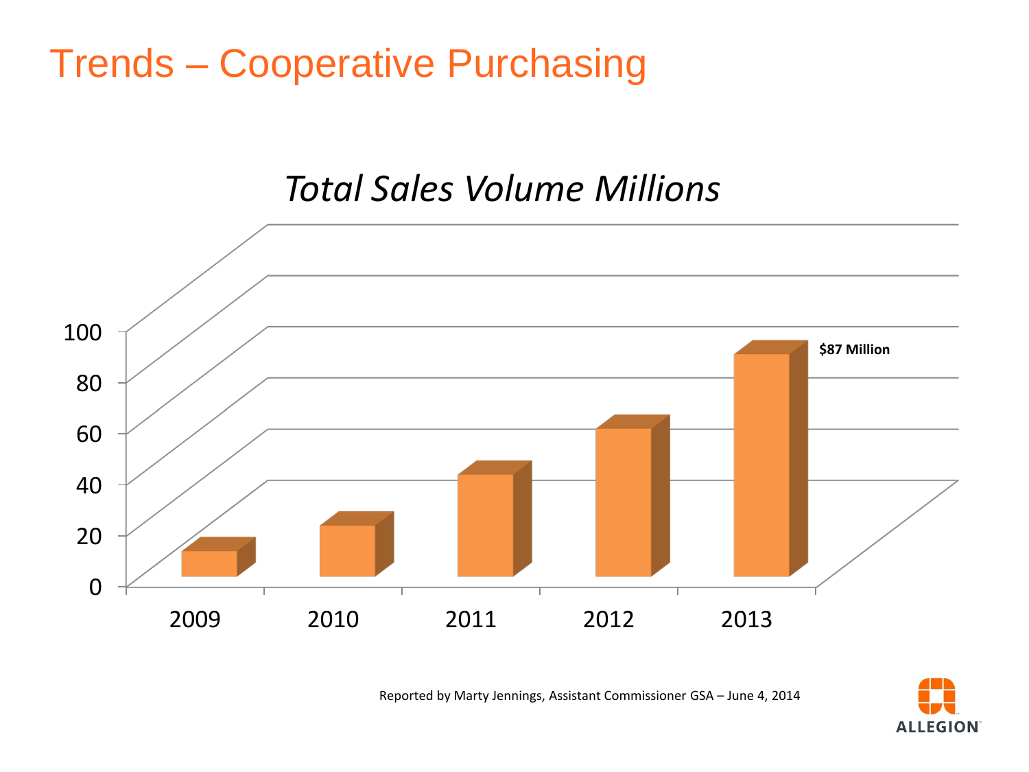# Trends – Cooperative Purchasing

*Total Sales Volume Millions*

| Year | Total Sales Volume (Millions) |
|---|---|
| 2009 | |
| 2010 | |
| 2011 | |
| 2012 | |
| 2013 | $87 Million |

Reported by Marty Jennings, Assistant Commissioner GSA – June 4, 2014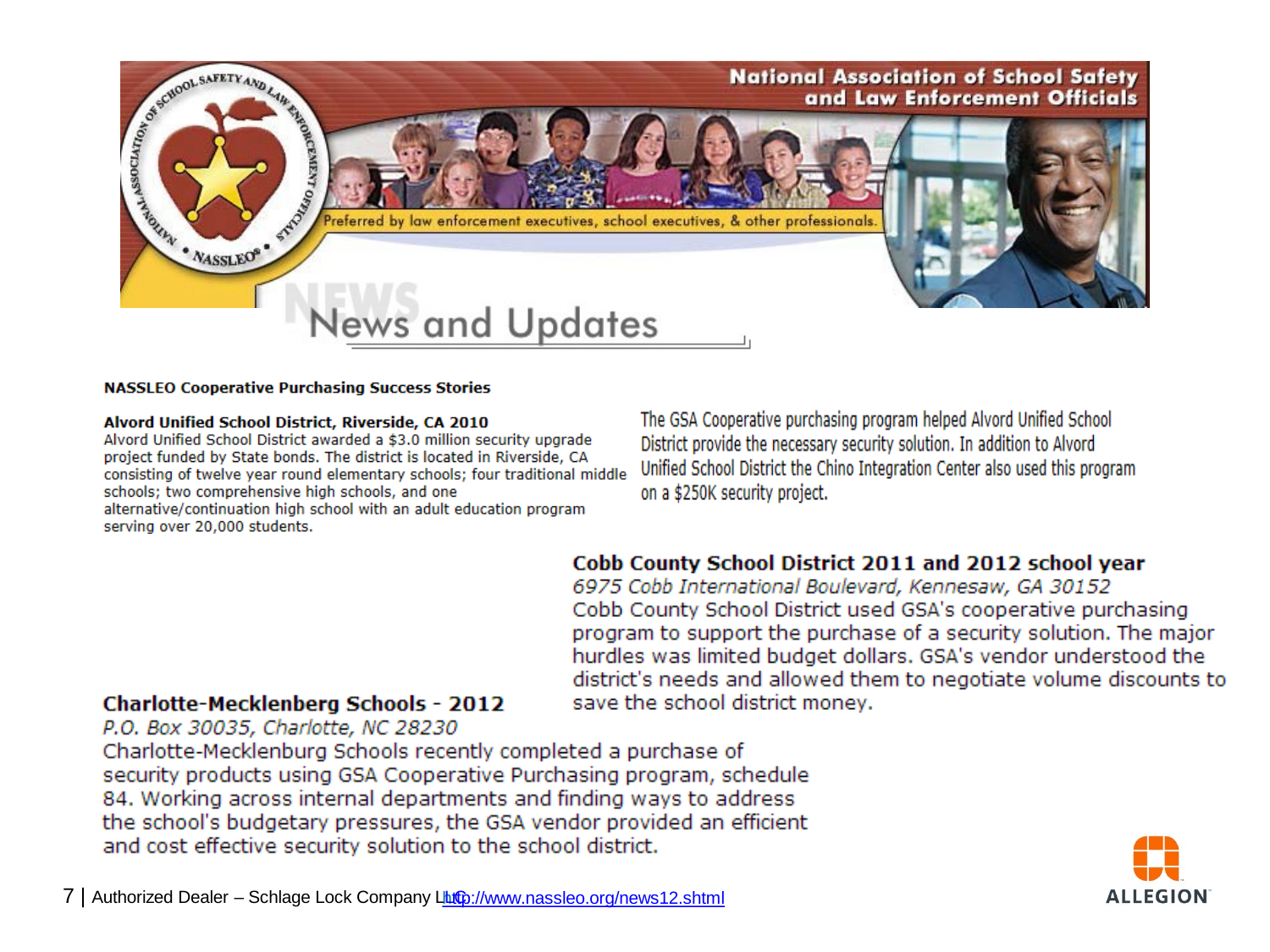National Association of School Safety and Law Enforcement Officials

Preferred by law enforcement executives, school executives, & other professionals.

# News and Updates

**NASSLEO Cooperative Purchasing Success Stories**

**Alvord Unified School District, Riverside, CA 2010**
Alvord Unified School District awarded a $3.0 million security upgrade project funded by State bonds. The district is located in Riverside, CA consisting of twelve year round elementary schools; four traditional middle schools; two comprehensive high schools, and one alternative/continuation high school with an adult education program serving over 20,000 students.

The GSA Cooperative purchasing program helped Alvord Unified School District provide the necessary security solution. In addition to Alvord Unified School District the Chino Integration Center also used this program on a $250K security project.

**Cobb County School District 2011 and 2012 school year**
*6975 Cobb International Boulevard, Kennesaw, GA 30152*
Cobb County School District used GSA's cooperative purchasing program to support the purchase of a security solution. The major hurdles was limited budget dollars. GSA's vendor understood the district's needs and allowed them to negotiate volume discounts to save the school district money.

**Charlotte-Mecklenberg Schools - 2012**
*P.O. Box 30035, Charlotte, NC 28230*
Charlotte-Mecklenburg Schools recently completed a purchase of security products using GSA Cooperative Purchasing program, schedule 84. Working across internal departments and finding ways to address the school's budgetary pressures, the GSA vendor provided an efficient and cost effective security solution to the school district.

http://www.nassleo.org/news12.shtml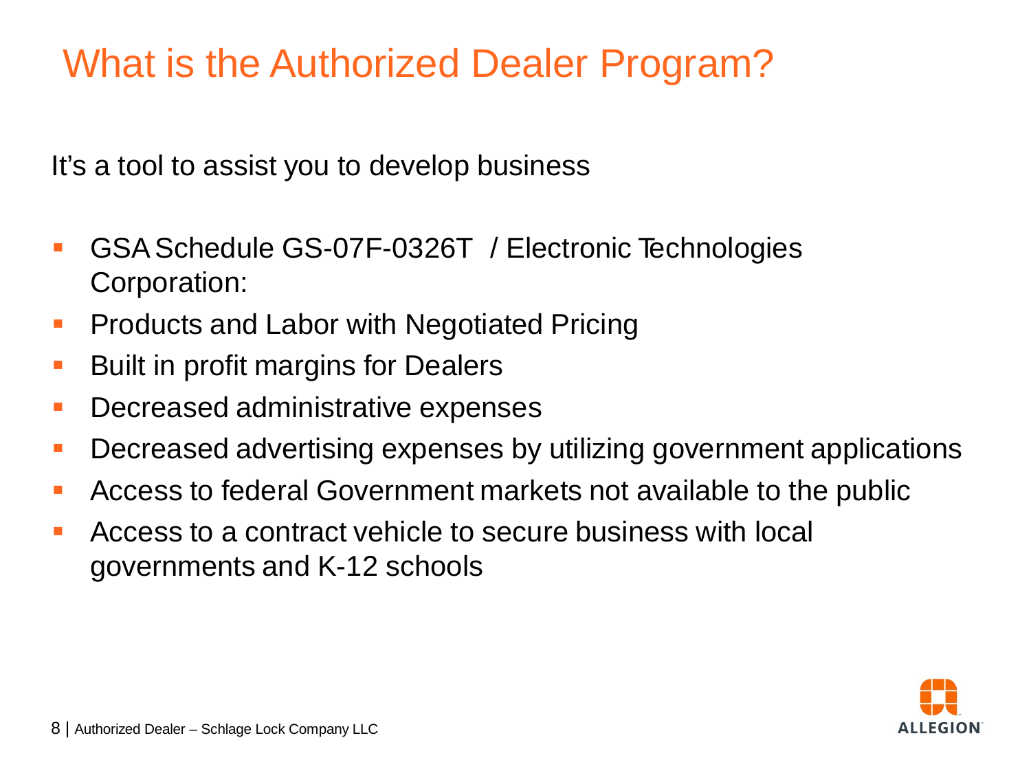# What is the Authorized Dealer Program?

It's a tool to assist you to develop business

- GSA Schedule GS-07F-0326T / Electronic Technologies Corporation:
- Products and Labor with Negotiated Pricing
- Built in profit margins for Dealers
- Decreased administrative expenses
- Decreased advertising expenses by utilizing government applications
- Access to federal Government markets not available to the public
- Access to a contract vehicle to secure business with local governments and K-12 schools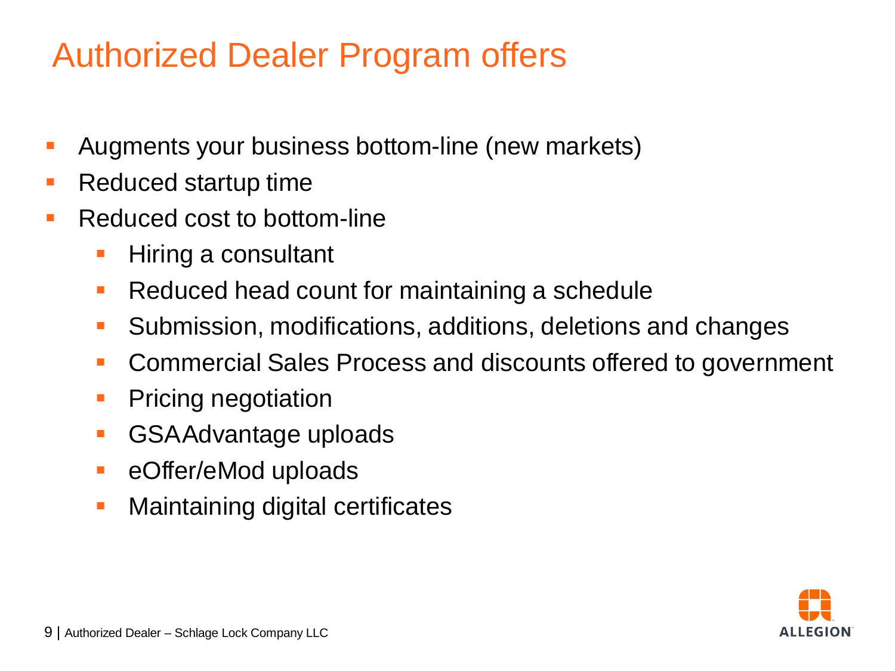# Authorized Dealer Program offers

- Augments your business bottom-line (new markets)
- Reduced startup time
- Reduced cost to bottom-line
  - Hiring a consultant
  - Reduced head count for maintaining a schedule
  - Submission, modifications, additions, deletions and changes
  - Commercial Sales Process and discounts offered to government
  - Pricing negotiation
  - GSAAdvantage uploads
  - eOffer/eMod uploads
  - Maintaining digital certificates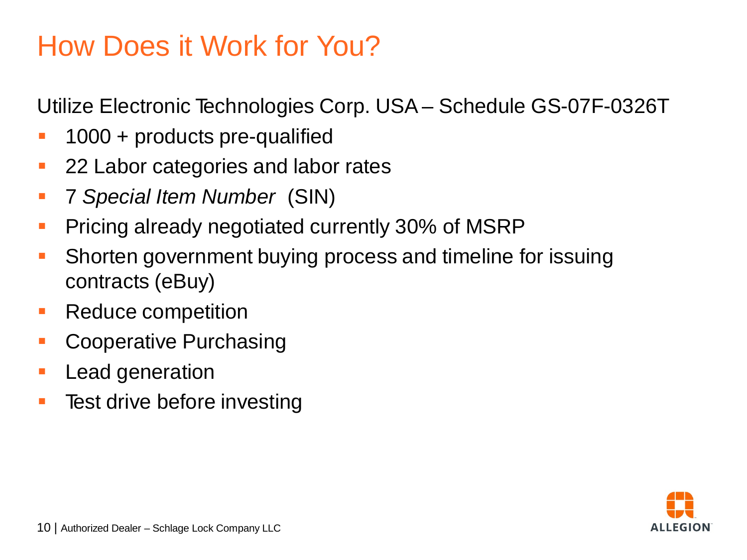# How Does it Work for You?

Utilize Electronic Technologies Corp. USA – Schedule GS-07F-0326T

- 1000 + products pre-qualified
- 22 Labor categories and labor rates
- 7 *Special Item Number* (SIN)
- Pricing already negotiated currently 30% of MSRP
- Shorten government buying process and timeline for issuing contracts (eBuy)
- Reduce competition
- Cooperative Purchasing
- Lead generation
- Test drive before investing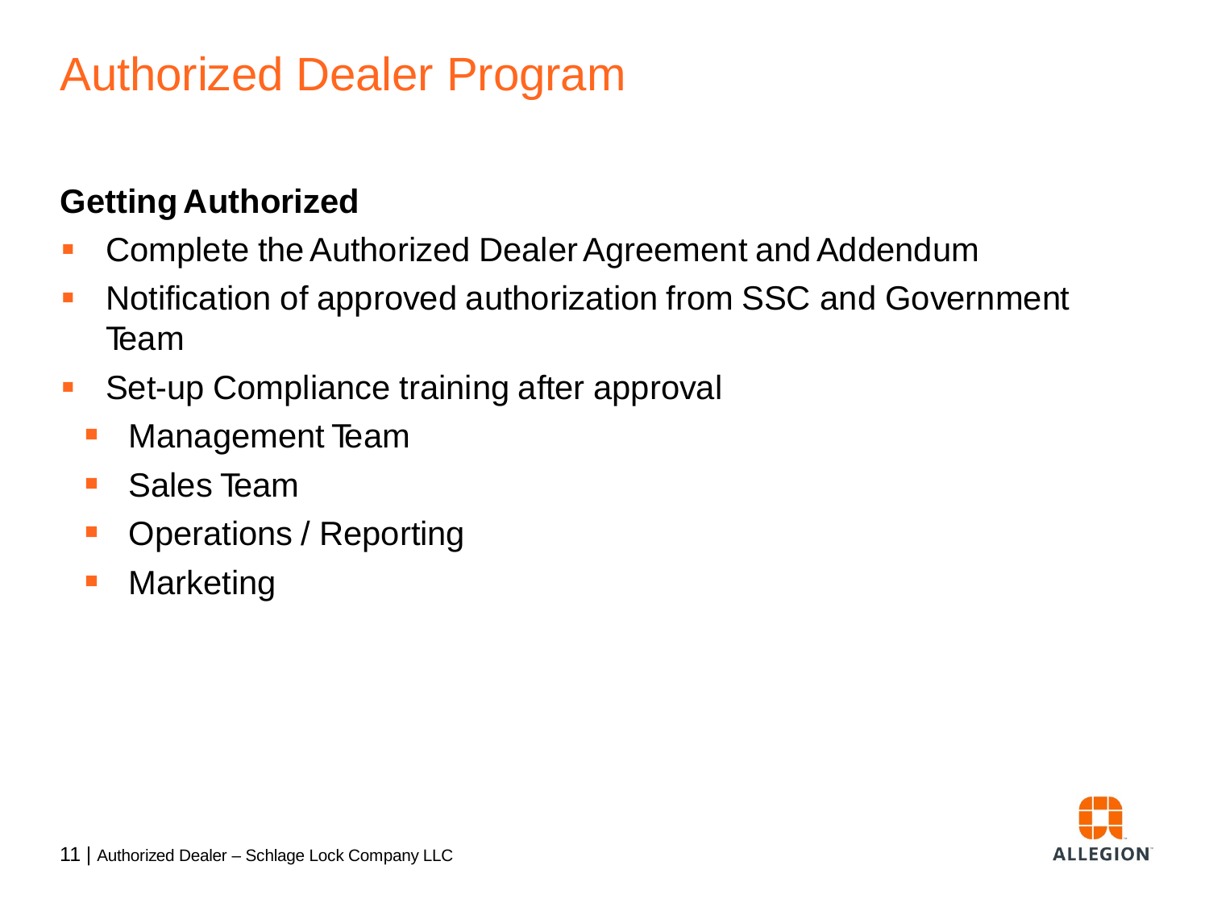# Authorized Dealer Program

**Getting Authorized**

- Complete the Authorized Dealer Agreement and Addendum
- Notification of approved authorization from SSC and Government Team
- Set-up Compliance training after approval
  - Management Team
  - Sales Team
  - Operations / Reporting
  - Marketing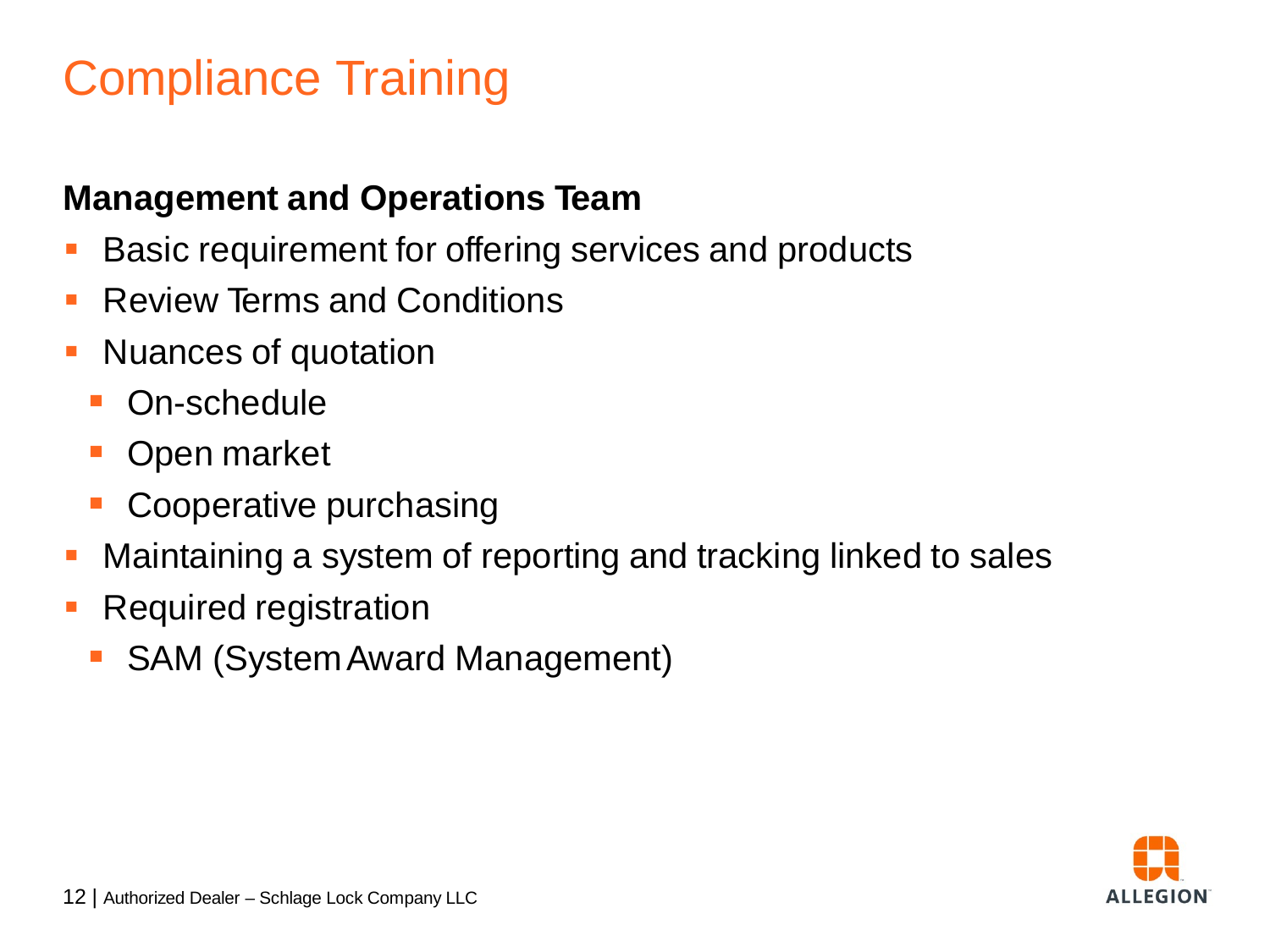# Compliance Training

**Management and Operations Team**

- Basic requirement for offering services and products
- Review Terms and Conditions
- Nuances of quotation
  - On-schedule
  - Open market
  - Cooperative purchasing
- Maintaining a system of reporting and tracking linked to sales
- Required registration
  - SAM (System Award Management)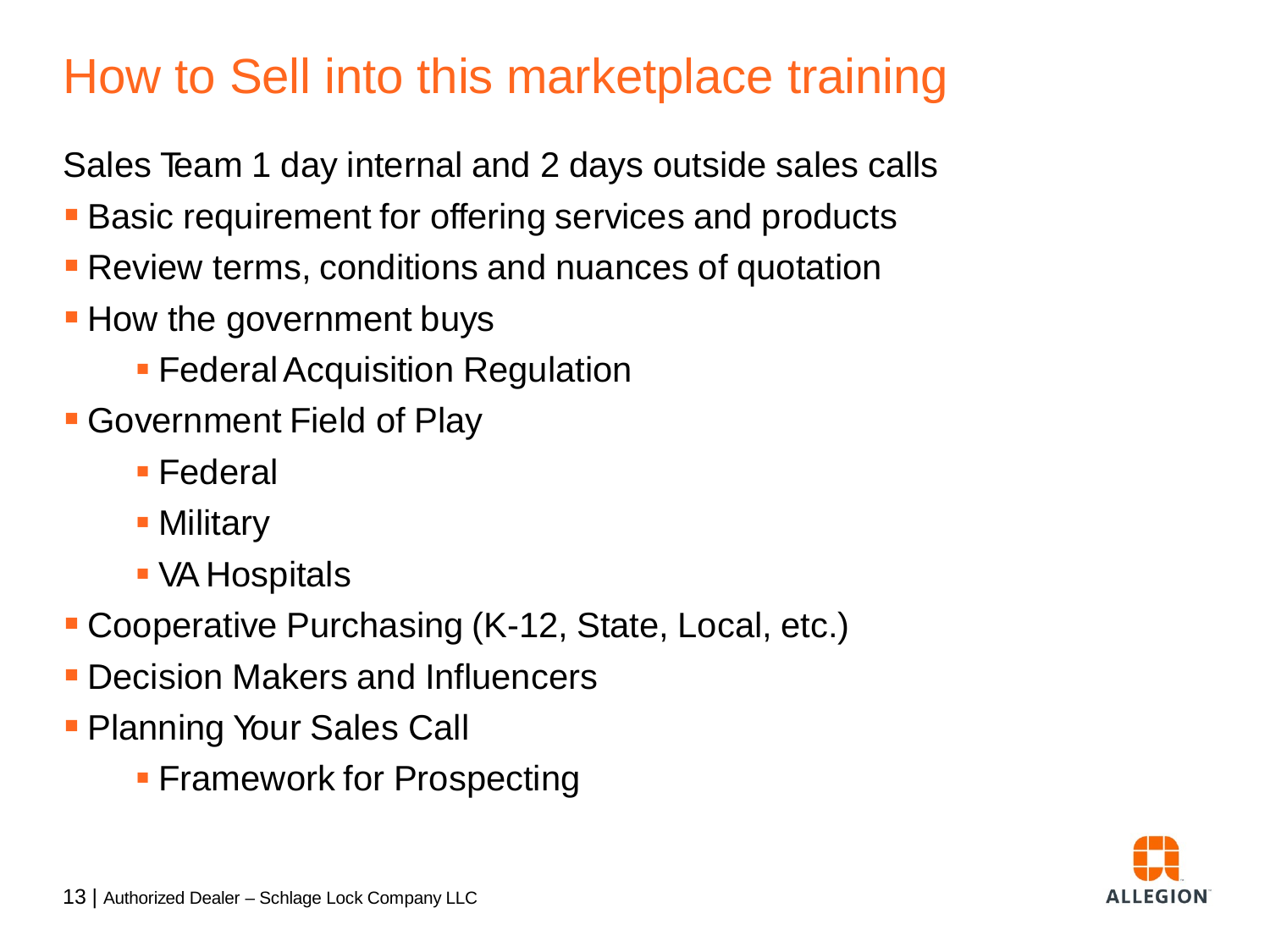# How to Sell into this marketplace training

Sales Team 1 day internal and 2 days outside sales calls

- Basic requirement for offering services and products
- Review terms, conditions and nuances of quotation
- How the government buys
  - Federal Acquisition Regulation
- Government Field of Play
  - Federal
  - Military
  - VA Hospitals
- Cooperative Purchasing (K-12, State, Local, etc.)
- Decision Makers and Influencers
- Planning Your Sales Call
  - Framework for Prospecting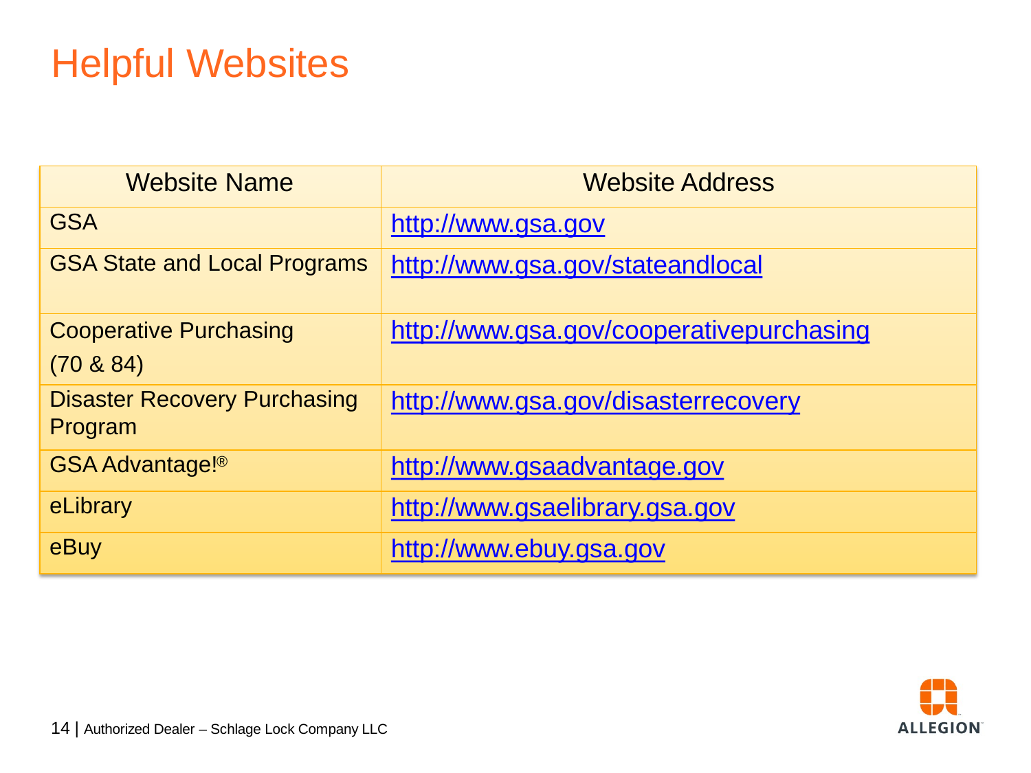# Helpful Websites

| Website Name | Website Address |
|---|---|
| GSA | http://www.gsa.gov |
| GSA State and Local Programs | http://www.gsa.gov/stateandlocal |
| Cooperative Purchasing (70 & 84) | http://www.gsa.gov/cooperativepurchasing |
| Disaster Recovery Purchasing Program | http://www.gsa.gov/disasterrecovery |
| GSA Advantage!® | http://www.gsaadvantage.gov |
| eLibrary | http://www.gsaelibrary.gsa.gov |
| eBuy | http://www.ebuy.gsa.gov |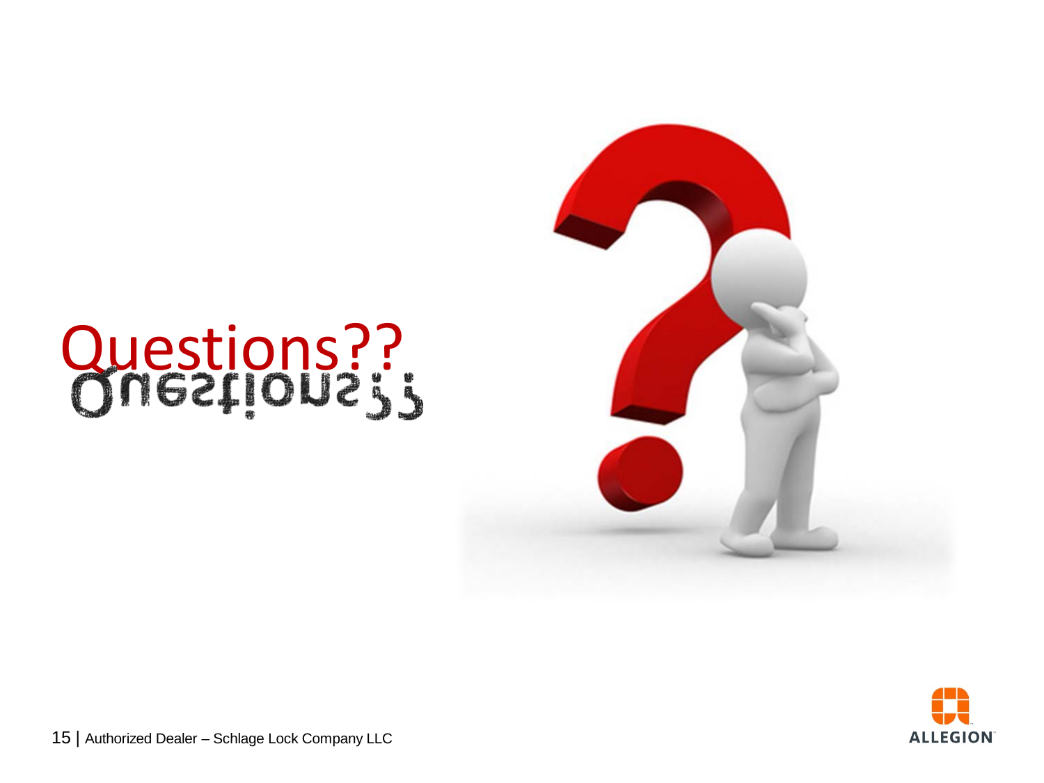# Questions??